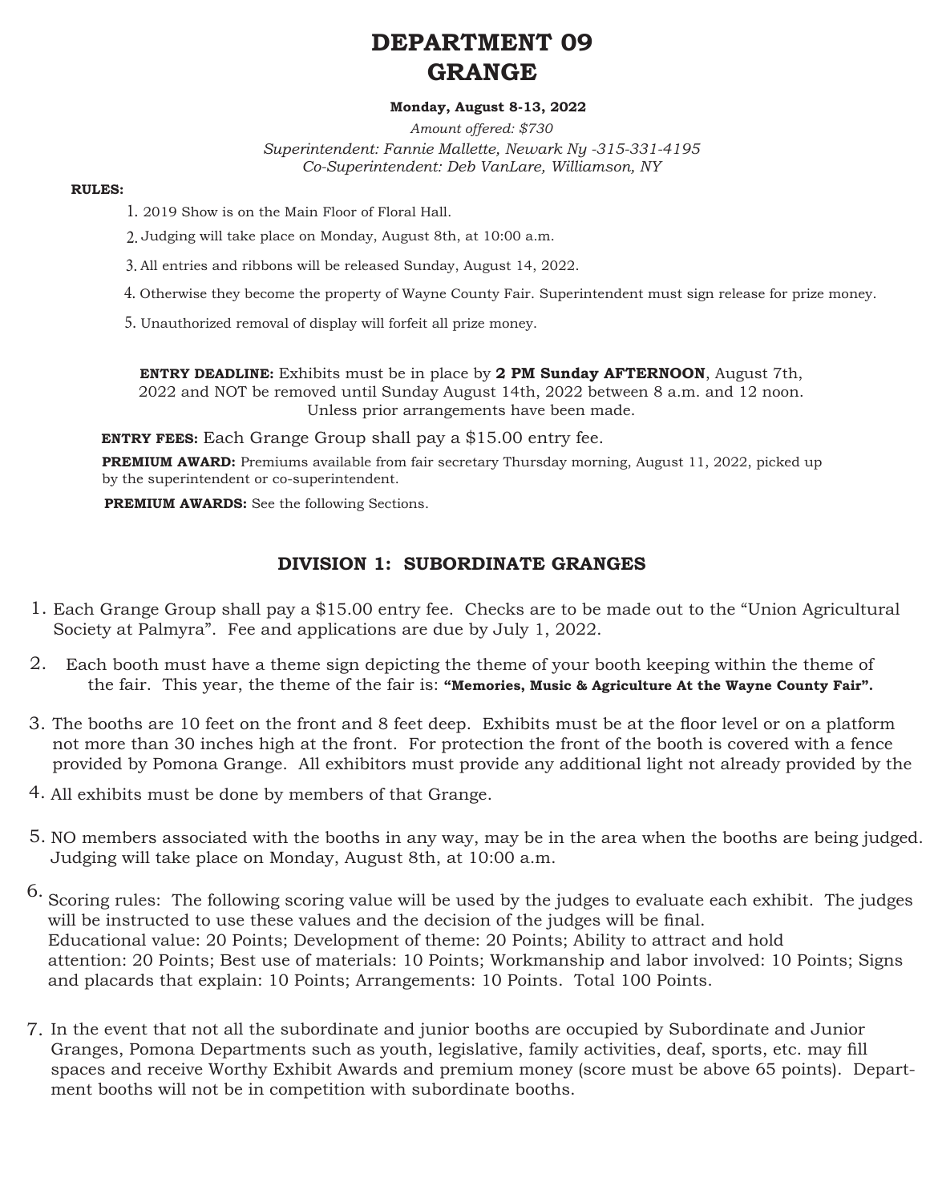# DEPARTMENT 09
# GRANGE

**Monday, August 8-13, 2022**

*Amount offered: $730*

*Superintendent: Fannie Mallette, Newark Ny -315-331-4195*
*Co-Superintendent: Deb VanLare, Williamson, NY*

**RULES:**

1. 2019 Show is on the Main Floor of Floral Hall.
2. Judging will take place on Monday, August 8th, at 10:00 a.m.
3. All entries and ribbons will be released Sunday, August 14, 2022.
4. Otherwise they become the property of Wayne County Fair. Superintendent must sign release for prize money.
5. Unauthorized removal of display will forfeit all prize money.

**ENTRY DEADLINE:** Exhibits must be in place by **2 PM Sunday AFTERNOON**, August 7th, 2022 and NOT be removed until Sunday August 14th, 2022 between 8 a.m. and 12 noon. Unless prior arrangements have been made.

**ENTRY FEES:** Each Grange Group shall pay a $15.00 entry fee.

**PREMIUM AWARD:** Premiums available from fair secretary Thursday morning, August 11, 2022, picked up by the superintendent or co-superintendent.

**PREMIUM AWARDS:** See the following Sections.

## DIVISION 1: SUBORDINATE GRANGES

1. Each Grange Group shall pay a $15.00 entry fee. Checks are to be made out to the "Union Agricultural Society at Palmyra". Fee and applications are due by July 1, 2022.
2. Each booth must have a theme sign depicting the theme of your booth keeping within the theme of the fair. This year, the theme of the fair is: **"Memories, Music & Agriculture At the Wayne County Fair".**
3. The booths are 10 feet on the front and 8 feet deep. Exhibits must be at the floor level or on a platform not more than 30 inches high at the front. For protection the front of the booth is covered with a fence provided by Pomona Grange. All exhibitors must provide any additional light not already provided by the
4. All exhibits must be done by members of that Grange.
5. NO members associated with the booths in any way, may be in the area when the booths are being judged. Judging will take place on Monday, August 8th, at 10:00 a.m.
6. Scoring rules: The following scoring value will be used by the judges to evaluate each exhibit. The judges will be instructed to use these values and the decision of the judges will be final. Educational value: 20 Points; Development of theme: 20 Points; Ability to attract and hold attention: 20 Points; Best use of materials: 10 Points; Workmanship and labor involved: 10 Points; Signs and placards that explain: 10 Points; Arrangements: 10 Points. Total 100 Points.
7. In the event that not all the subordinate and junior booths are occupied by Subordinate and Junior Granges, Pomona Departments such as youth, legislative, family activities, deaf, sports, etc. may fill spaces and receive Worthy Exhibit Awards and premium money (score must be above 65 points). Department booths will not be in competition with subordinate booths.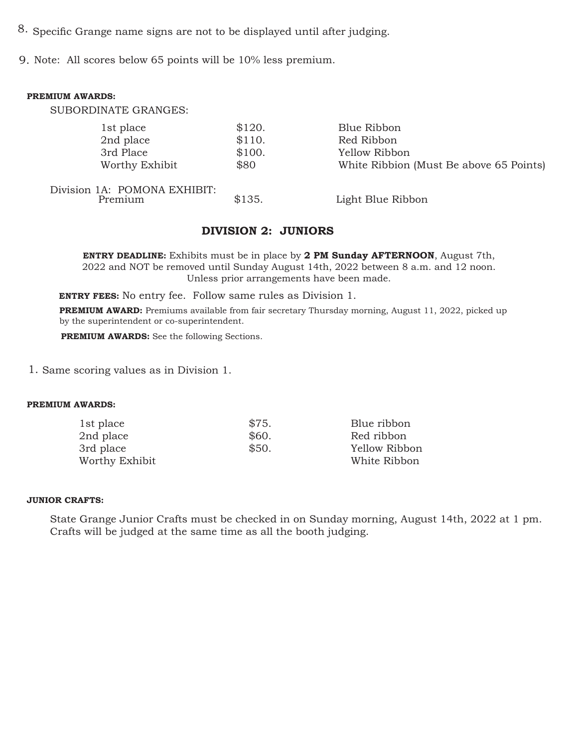8. Specific Grange name signs are not to be displayed until after judging.

9. Note: All scores below 65 points will be 10% less premium.

**PREMIUM AWARDS:**

SUBORDINATE GRANGES:

| | | |
|---|---|---|
| 1st place | $120. | Blue Ribbon |
| 2nd place | $110. | Red Ribbon |
| 3rd Place | $100. | Yellow Ribbon |
| Worthy Exhibit | $80 | White Ribbion (Must Be above 65 Points) |

Division 1A: POMONA EXHIBIT:

| | | |
|---|---|---|
| Premium | $135. | Light Blue Ribbon |

## DIVISION 2: JUNIORS

**ENTRY DEADLINE:** Exhibits must be in place by **2 PM Sunday AFTERNOON**, August 7th, 2022 and NOT be removed until Sunday August 14th, 2022 between 8 a.m. and 12 noon. Unless prior arrangements have been made.

**ENTRY FEES:** No entry fee. Follow same rules as Division 1.

**PREMIUM AWARD:** Premiums available from fair secretary Thursday morning, August 11, 2022, picked up by the superintendent or co-superintendent.

**PREMIUM AWARDS:** See the following Sections.

1. Same scoring values as in Division 1.

**PREMIUM AWARDS:**

| | | |
|---|---|---|
| 1st place | $75. | Blue ribbon |
| 2nd place | $60. | Red ribbon |
| 3rd place | $50. | Yellow Ribbon |
| Worthy Exhibit | | White Ribbon |

**JUNIOR CRAFTS:**

State Grange Junior Crafts must be checked in on Sunday morning, August 14th, 2022 at 1 pm. Crafts will be judged at the same time as all the booth judging.